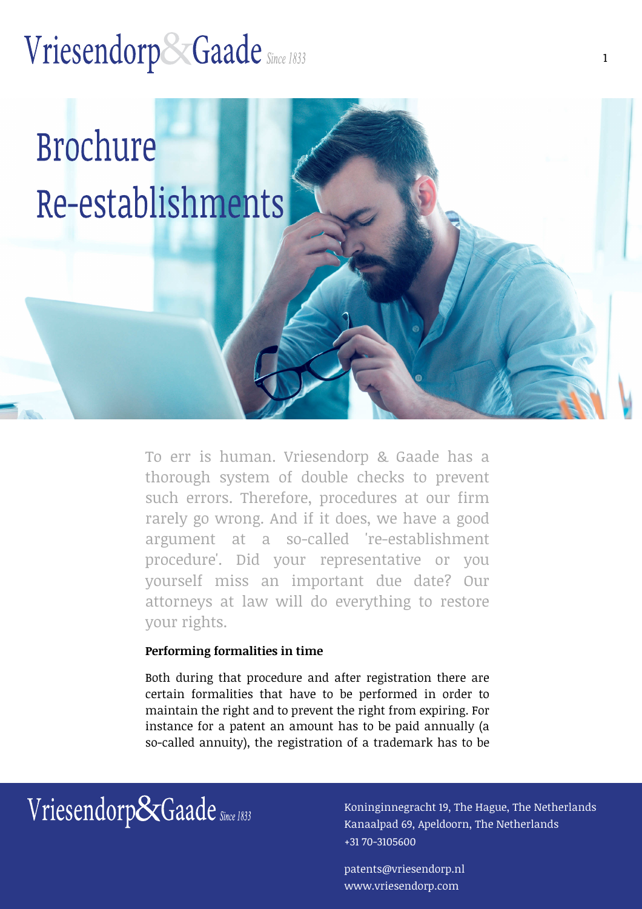# Brochure Re-establishments

To err is human. Vriesendorp & Gaade has a thorough system of double checks to prevent such errors. Therefore, procedures at our firm rarely go wrong. And if it does, we have a good argument at a so-called 're-establishment procedure'. Did your representative or you yourself miss an important due date? Our attorneys at law will do everything to restore your rights.

**Performing formalities in time**

Both during that procedure and after registration there are certain formalities that have to be performed in order to maintain the right and to prevent the right from expiring. For instance for a patent an amount has to be paid annually (a so-called annuity), the registration of a trademark has to be

Vriesendorp&Gaade Since 1833

Koninginnegracht 19, The Hague, The Netherlands
Kanaalpad 69, Apeldoorn, The Netherlands
+31 70-3105600

patents@vriesendorp.nl
www.vriesendorp.com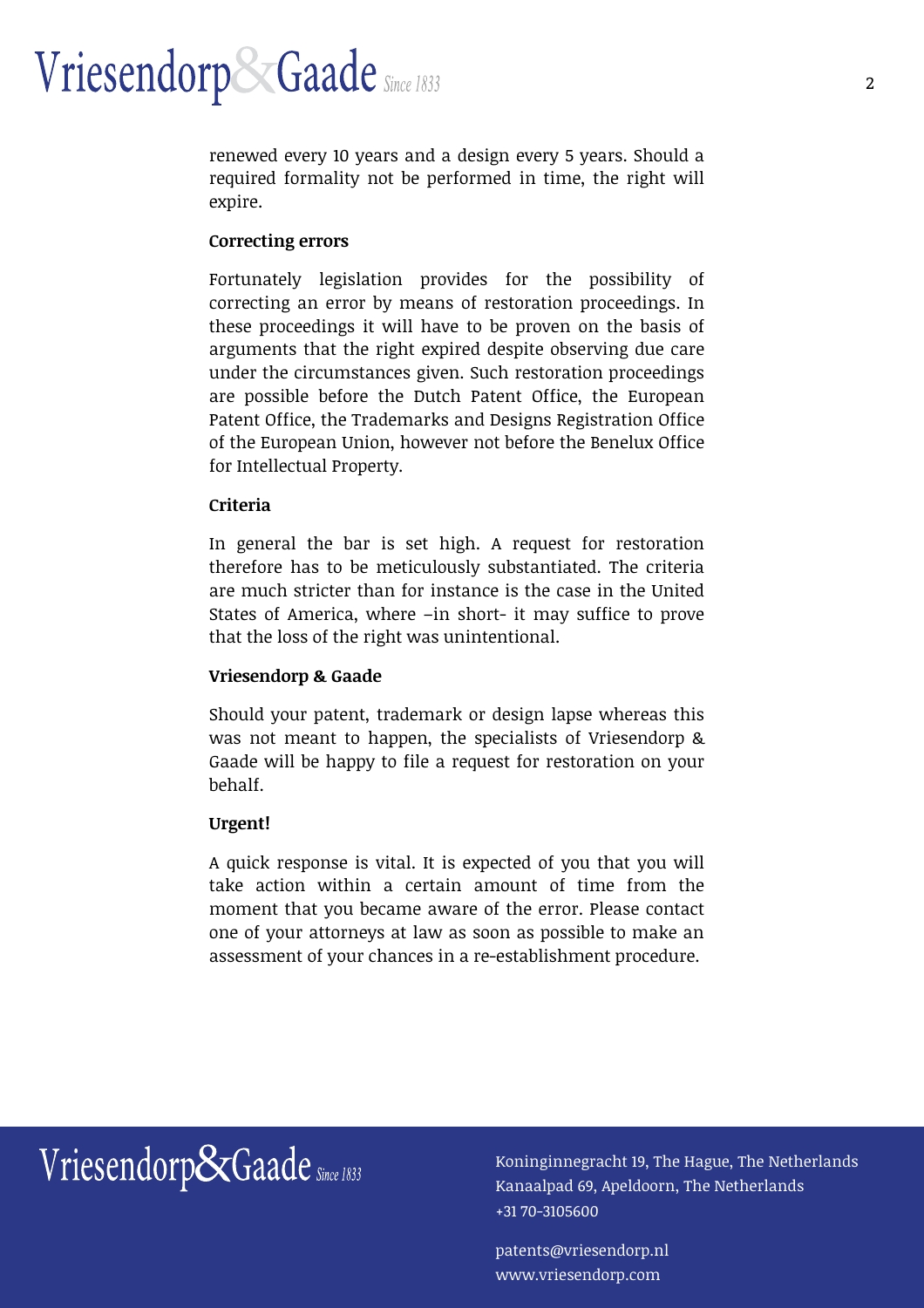renewed every 10 years and a design every 5 years. Should a required formality not be performed in time, the right will expire.

**Correcting errors**

Fortunately legislation provides for the possibility of correcting an error by means of restoration proceedings. In these proceedings it will have to be proven on the basis of arguments that the right expired despite observing due care under the circumstances given. Such restoration proceedings are possible before the Dutch Patent Office, the European Patent Office, the Trademarks and Designs Registration Office of the European Union, however not before the Benelux Office for Intellectual Property.

**Criteria**

In general the bar is set high. A request for restoration therefore has to be meticulously substantiated. The criteria are much stricter than for instance is the case in the United States of America, where –in short- it may suffice to prove that the loss of the right was unintentional.

**Vriesendorp & Gaade**

Should your patent, trademark or design lapse whereas this was not meant to happen, the specialists of Vriesendorp & Gaade will be happy to file a request for restoration on your behalf.

**Urgent!**

A quick response is vital. It is expected of you that you will take action within a certain amount of time from the moment that you became aware of the error. Please contact one of your attorneys at law as soon as possible to make an assessment of your chances in a re-establishment procedure.

Vriesendorp & Gaade *Since 1833*

Koninginnegracht 19, The Hague, The Netherlands
Kanaalpad 69, Apeldoorn, The Netherlands
+31 70-3105600

patents@vriesendorp.nl
www.vriesendorp.com